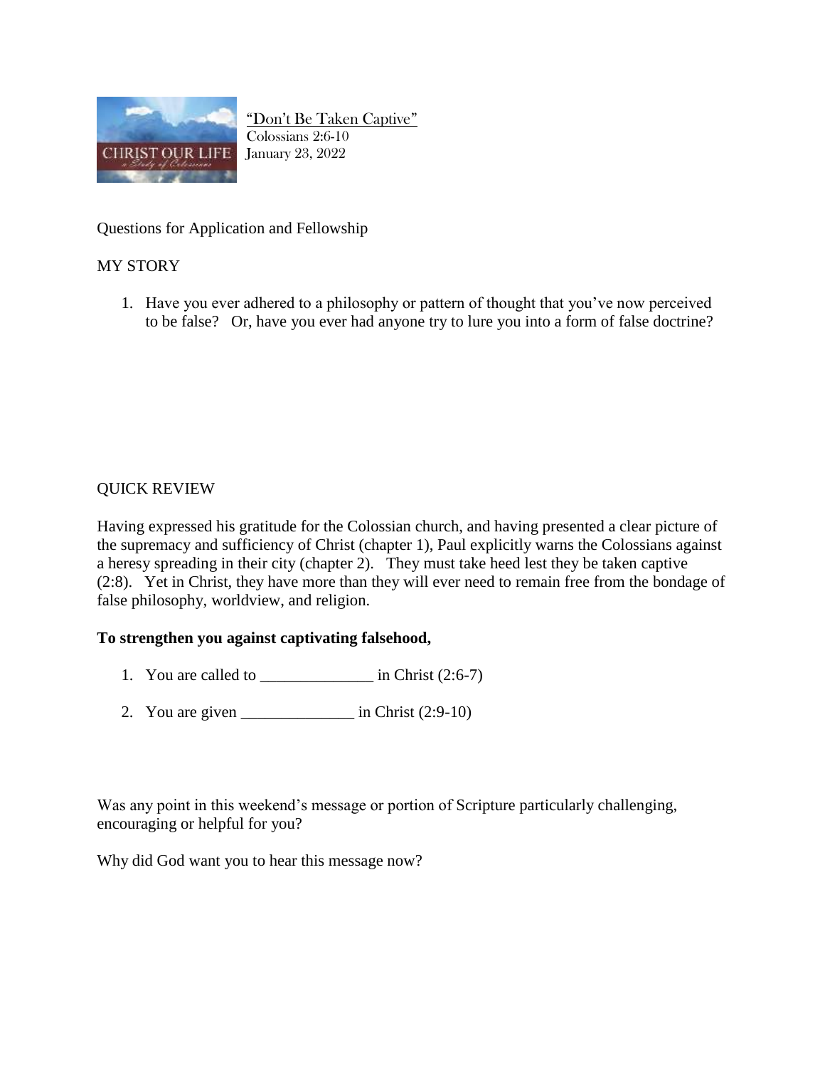“Don’t Be Taken Captive”
Colossians 2:6-10
January 23, 2022

Questions for Application and Fellowship

## MY STORY

1. Have you ever adhered to a philosophy or pattern of thought that you’ve now perceived to be false? Or, have you ever had anyone try to lure you into a form of false doctrine?

## QUICK REVIEW

Having expressed his gratitude for the Colossian church, and having presented a clear picture of the supremacy and sufficiency of Christ (chapter 1), Paul explicitly warns the Colossians against a heresy spreading in their city (chapter 2). They must take heed lest they be taken captive (2:8). Yet in Christ, they have more than they will ever need to remain free from the bondage of false philosophy, worldview, and religion.

**To strengthen you against captivating falsehood,**

1. You are called to ______________ in Christ (2:6-7)
2. You are given ______________ in Christ (2:9-10)

Was any point in this weekend’s message or portion of Scripture particularly challenging, encouraging or helpful for you?

Why did God want you to hear this message now?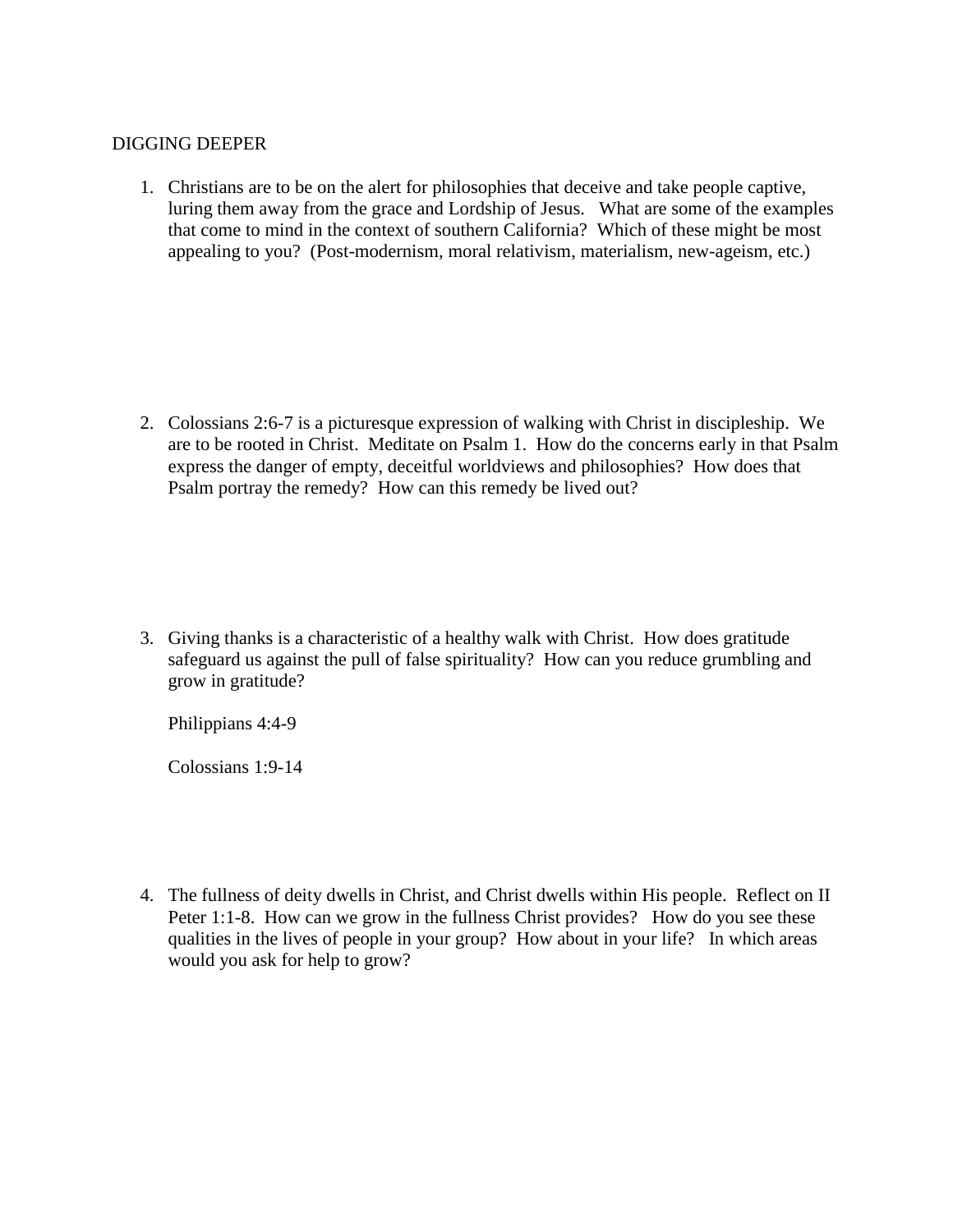DIGGING DEEPER

1. Christians are to be on the alert for philosophies that deceive and take people captive, luring them away from the grace and Lordship of Jesus. What are some of the examples that come to mind in the context of southern California? Which of these might be most appealing to you? (Post-modernism, moral relativism, materialism, new-ageism, etc.)

2. Colossians 2:6-7 is a picturesque expression of walking with Christ in discipleship. We are to be rooted in Christ. Meditate on Psalm 1. How do the concerns early in that Psalm express the danger of empty, deceitful worldviews and philosophies? How does that Psalm portray the remedy? How can this remedy be lived out?

3. Giving thanks is a characteristic of a healthy walk with Christ. How does gratitude safeguard us against the pull of false spirituality? How can you reduce grumbling and grow in gratitude?

   Philippians 4:4-9

   Colossians 1:9-14

4. The fullness of deity dwells in Christ, and Christ dwells within His people. Reflect on II Peter 1:1-8. How can we grow in the fullness Christ provides? How do you see these qualities in the lives of people in your group? How about in your life? In which areas would you ask for help to grow?